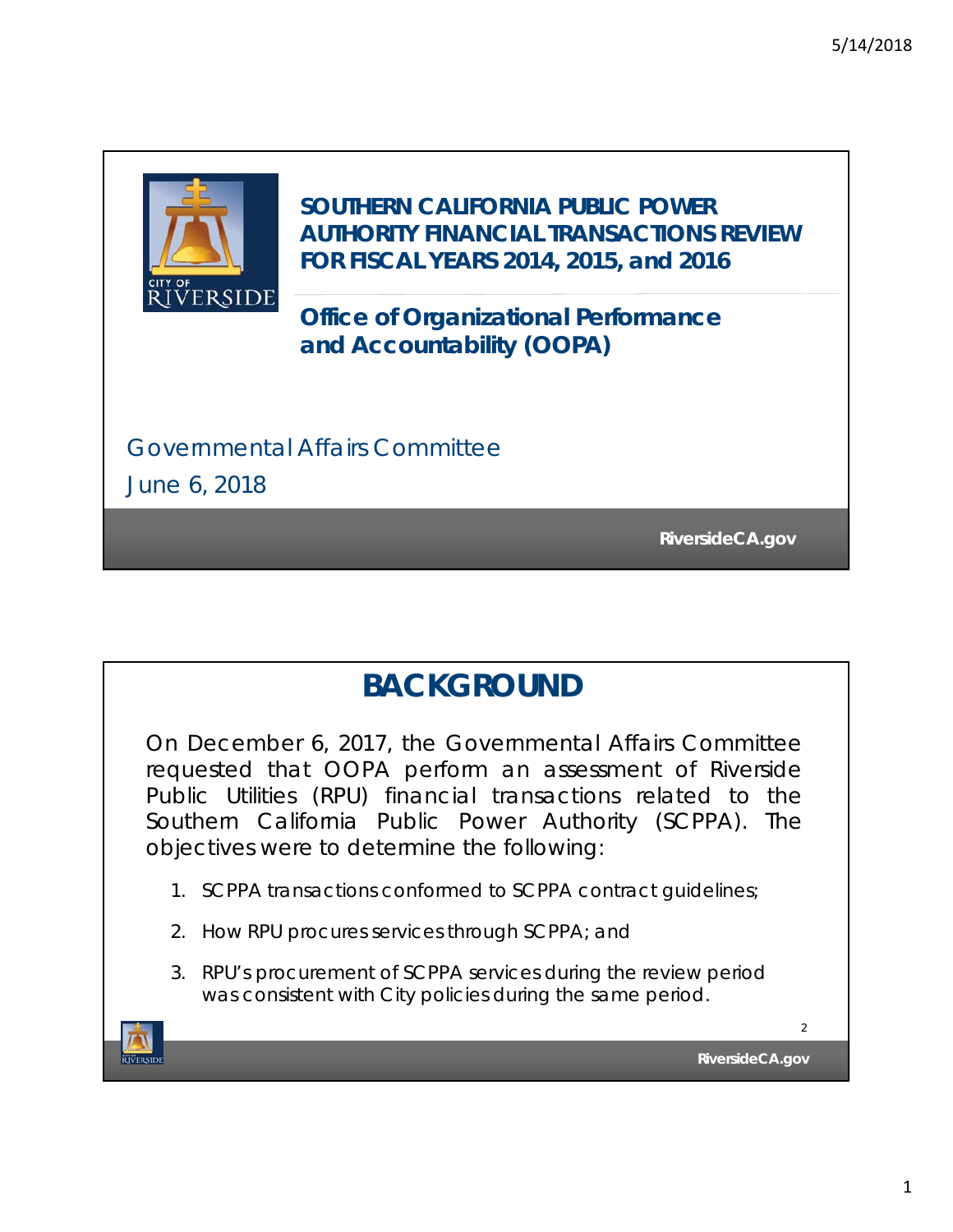# SOUTHERN CALIFORNIA PUBLIC POWER AUTHORITY FINANCIAL TRANSACTIONS REVIEW FOR FISCAL YEARS 2014, 2015, and 2016

**Office of Organizational Performance and Accountability (OOPA)**

Governmental Affairs Committee

June 6, 2018

RiversideCA.gov

## BACKGROUND

On December 6, 2017, the Governmental Affairs Committee requested that OOPA perform an assessment of Riverside Public Utilities (RPU) financial transactions related to the Southern California Public Power Authority (SCPPA). The objectives were to determine the following:

1. SCPPA transactions conformed to SCPPA contract guidelines;
2. How RPU procures services through SCPPA; and
3. RPU's procurement of SCPPA services during the review period was consistent with City policies during the same period.

RiversideCA.gov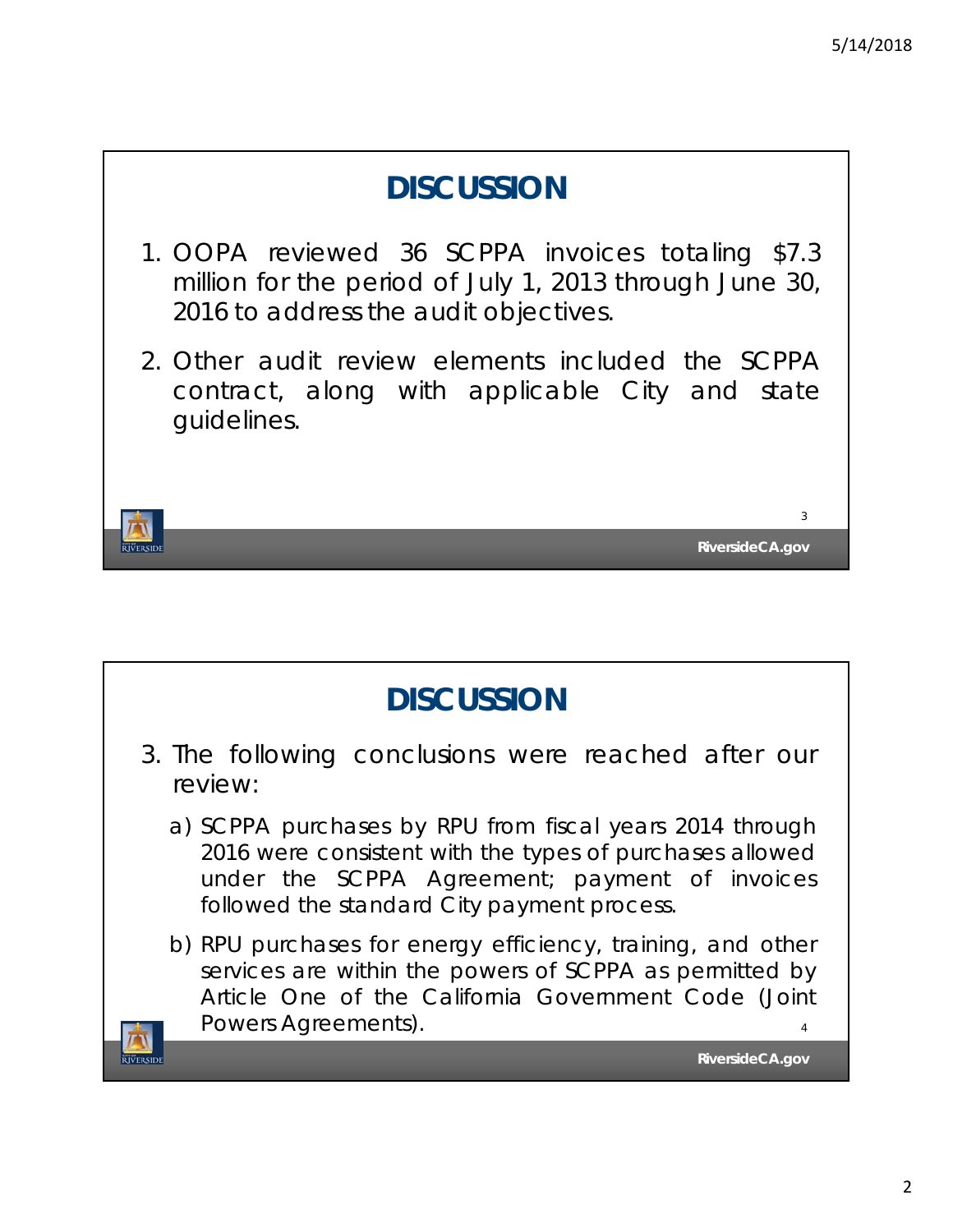## DISCUSSION

1. OOPA reviewed 36 SCPPA invoices totaling $7.3 million for the period of July 1, 2013 through June 30, 2016 to address the audit objectives.
2. Other audit review elements included the SCPPA contract, along with applicable City and state guidelines.

## DISCUSSION

3. The following conclusions were reached after our review:
   a) SCPPA purchases by RPU from fiscal years 2014 through 2016 were consistent with the types of purchases allowed under the SCPPA Agreement; payment of invoices followed the standard City payment process.
   b) RPU purchases for energy efficiency, training, and other services are within the powers of SCPPA as permitted by Article One of the California Government Code (Joint Powers Agreements).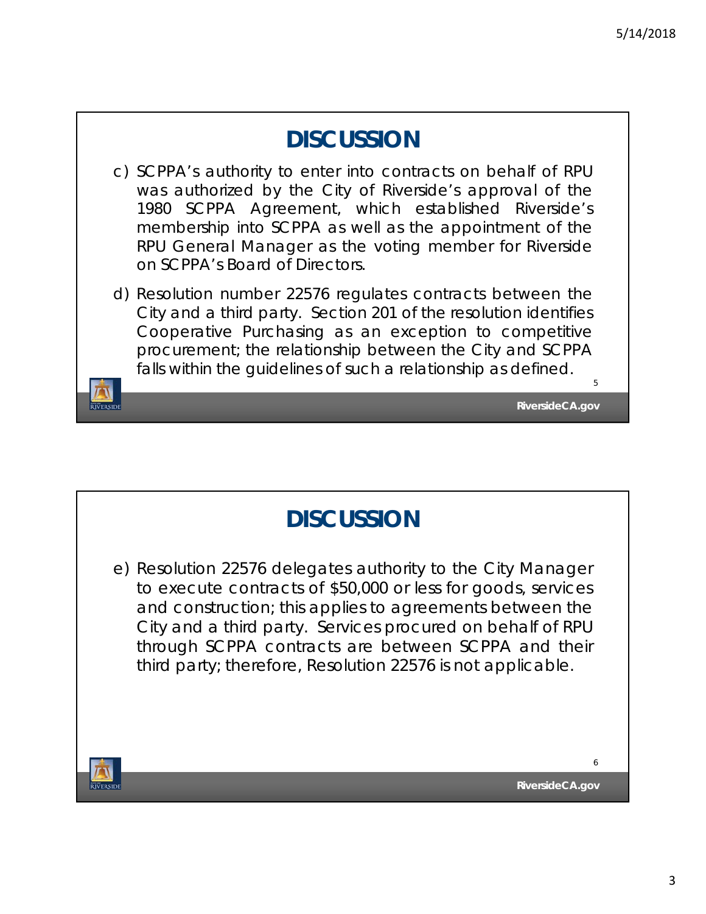# DISCUSSION

c) SCPPA's authority to enter into contracts on behalf of RPU was authorized by the City of Riverside's approval of the 1980 SCPPA Agreement, which established Riverside's membership into SCPPA as well as the appointment of the RPU General Manager as the voting member for Riverside on SCPPA's Board of Directors.

d) Resolution number 22576 regulates contracts between the City and a third party. Section 201 of the resolution identifies Cooperative Purchasing as an exception to competitive procurement; the relationship between the City and SCPPA falls within the guidelines of such a relationship as defined.

# DISCUSSION

e) Resolution 22576 delegates authority to the City Manager to execute contracts of $50,000 or less for goods, services and construction; this applies to agreements between the City and a third party. Services procured on behalf of RPU through SCPPA contracts are between SCPPA and their third party; therefore, Resolution 22576 is not applicable.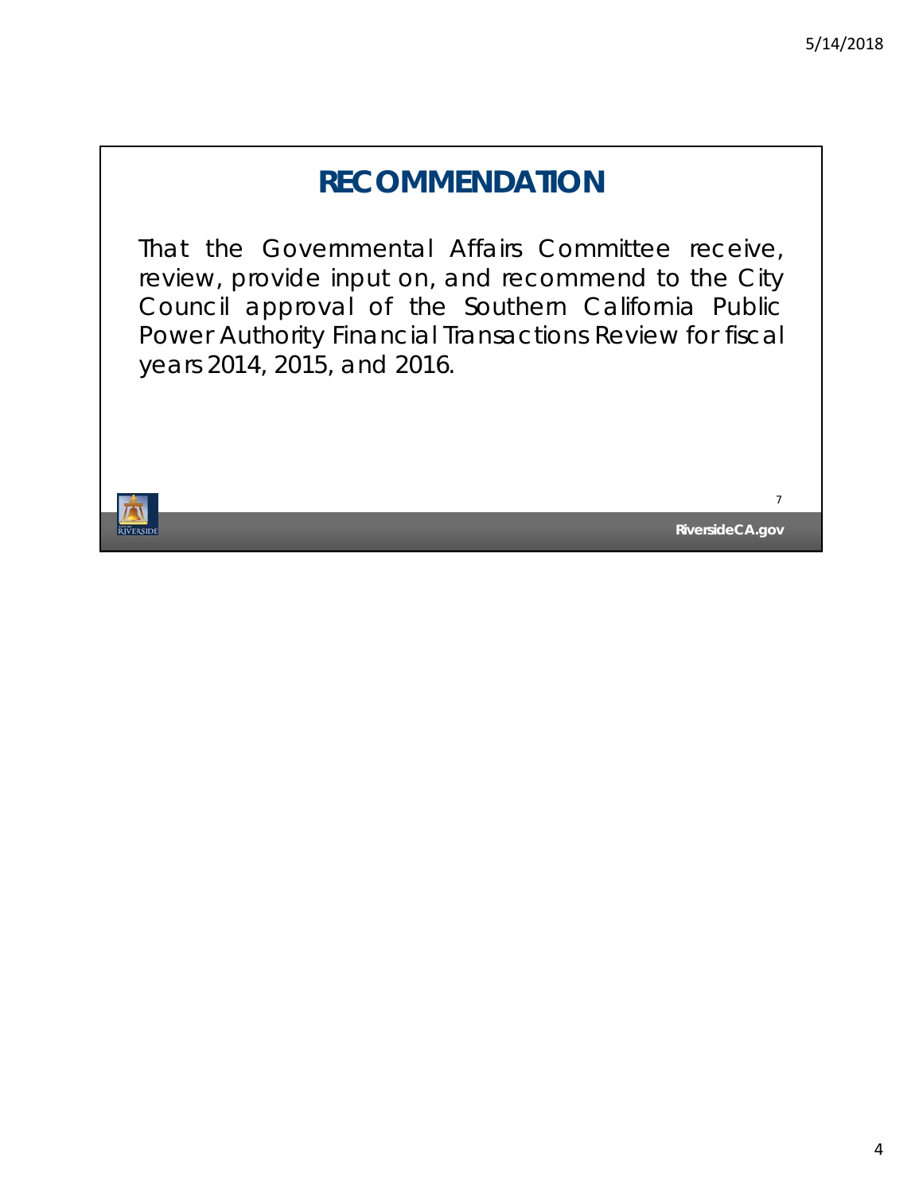# RECOMMENDATION

That the Governmental Affairs Committee receive, review, provide input on, and recommend to the City Council approval of the Southern California Public Power Authority Financial Transactions Review for fiscal years 2014, 2015, and 2016.